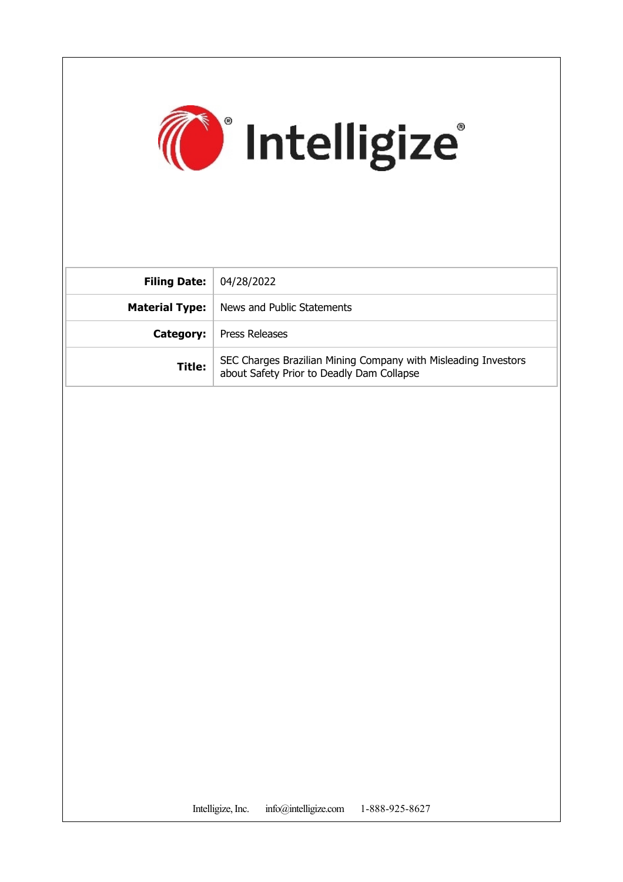Intelligize®

| Filing Date: | 04/28/2022 |
| --- | --- |
| Material Type: | News and Public Statements |
| Category: | Press Releases |
| Title: | SEC Charges Brazilian Mining Company with Misleading Investors about Safety Prior to Deadly Dam Collapse |

Intelligize, Inc. info@intelligize.com 1-888-925-8627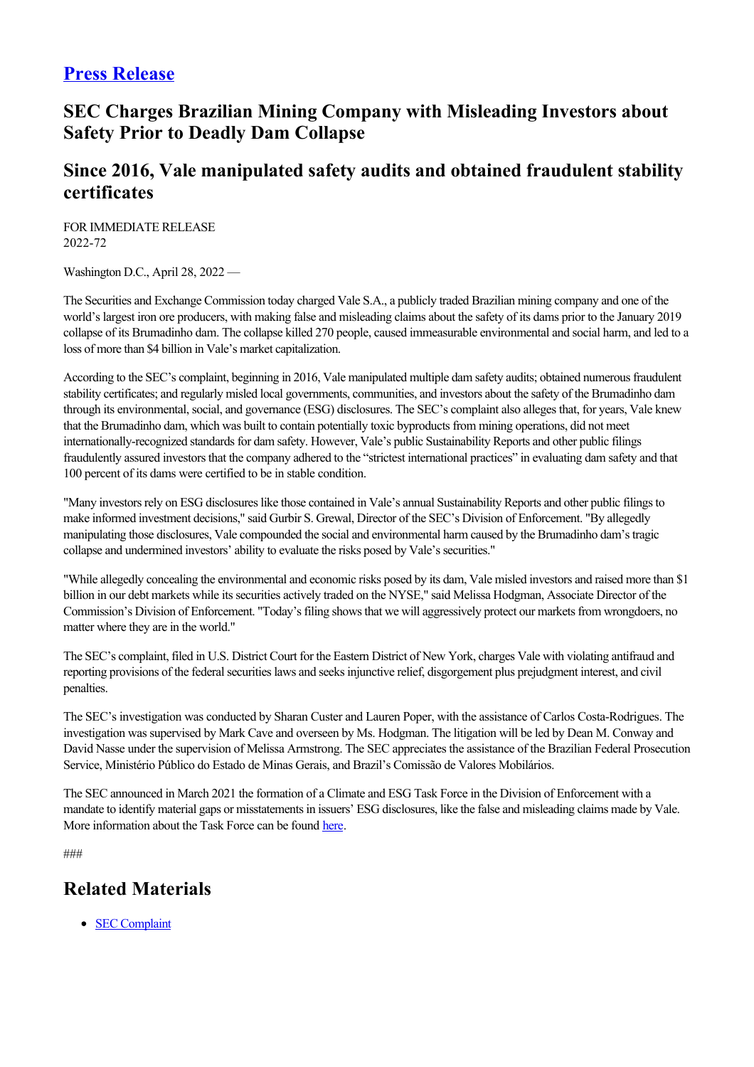# [Press Release]()

## SEC Charges Brazilian Mining Company with Misleading Investors about Safety Prior to Deadly Dam Collapse

## Since 2016, Vale manipulated safety audits and obtained fraudulent stability certificates

FOR IMMEDIATE RELEASE
2022-72

Washington D.C., April 28, 2022 —

The Securities and Exchange Commission today charged Vale S.A., a publicly traded Brazilian mining company and one of the world's largest iron ore producers, with making false and misleading claims about the safety of its dams prior to the January 2019 collapse of its Brumadinho dam. The collapse killed 270 people, caused immeasurable environmental and social harm, and led to a loss of more than $4 billion in Vale's market capitalization.

According to the SEC's complaint, beginning in 2016, Vale manipulated multiple dam safety audits; obtained numerous fraudulent stability certificates; and regularly misled local governments, communities, and investors about the safety of the Brumadinho dam through its environmental, social, and governance (ESG) disclosures. The SEC's complaint also alleges that, for years, Vale knew that the Brumadinho dam, which was built to contain potentially toxic byproducts from mining operations, did not meet internationally-recognized standards for dam safety. However, Vale's public Sustainability Reports and other public filings fraudulently assured investors that the company adhered to the "strictest international practices" in evaluating dam safety and that 100 percent of its dams were certified to be in stable condition.

"Many investors rely on ESG disclosures like those contained in Vale's annual Sustainability Reports and other public filings to make informed investment decisions," said Gurbir S. Grewal, Director of the SEC's Division of Enforcement. "By allegedly manipulating those disclosures, Vale compounded the social and environmental harm caused by the Brumadinho dam's tragic collapse and undermined investors' ability to evaluate the risks posed by Vale's securities."

"While allegedly concealing the environmental and economic risks posed by its dam, Vale misled investors and raised more than $1 billion in our debt markets while its securities actively traded on the NYSE," said Melissa Hodgman, Associate Director of the Commission's Division of Enforcement. "Today's filing shows that we will aggressively protect our markets from wrongdoers, no matter where they are in the world."

The SEC's complaint, filed in U.S. District Court for the Eastern District of New York, charges Vale with violating antifraud and reporting provisions of the federal securities laws and seeks injunctive relief, disgorgement plus prejudgment interest, and civil penalties.

The SEC's investigation was conducted by Sharan Custer and Lauren Poper, with the assistance of Carlos Costa-Rodrigues. The investigation was supervised by Mark Cave and overseen by Ms. Hodgman. The litigation will be led by Dean M. Conway and David Nasse under the supervision of Melissa Armstrong. The SEC appreciates the assistance of the Brazilian Federal Prosecution Service, Ministério Público do Estado de Minas Gerais, and Brazil's Comissão de Valores Mobiliários.

The SEC announced in March 2021 the formation of a Climate and ESG Task Force in the Division of Enforcement with a mandate to identify material gaps or misstatements in issuers' ESG disclosures, like the false and misleading claims made by Vale. More information about the Task Force can be found [here]().

###

## Related Materials

- [SEC Complaint]()